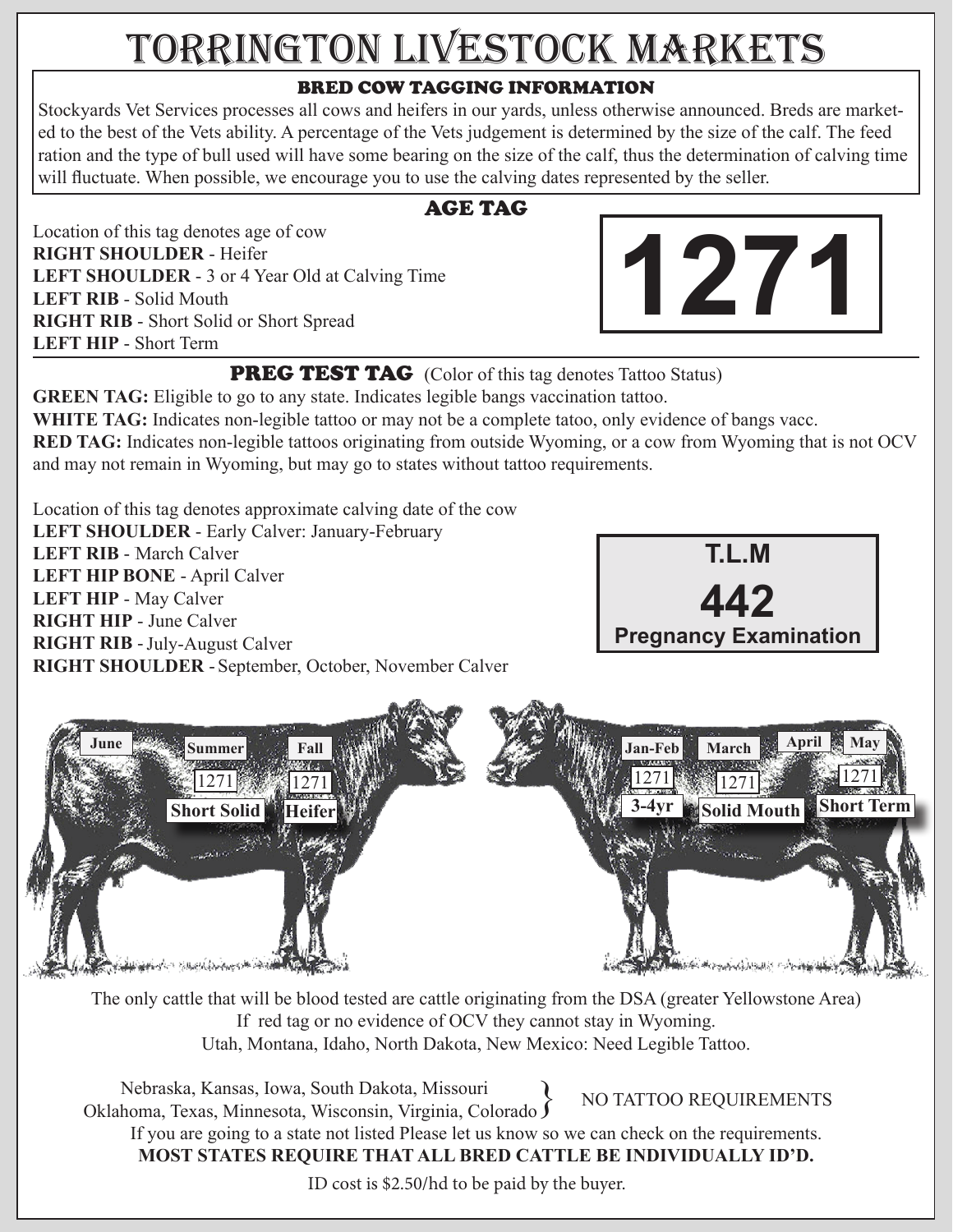# TORRINGTON LIVESTOCK MARKETS

## BRED COW TAGGING INFORMATION

Stockyards Vet Services processes all cows and heifers in our yards, unless otherwise announced. Breds are marketed to the best of the Vets ability. A percentage of the Vets judgement is determined by the size of the calf. The feed ration and the type of bull used will have some bearing on the size of the calf, thus the determination of calving time will fluctuate. When possible, we encourage you to use the calving dates represented by the seller.

## AGE TAG

Location of this tag denotes age of cow

**RIGHT SHOULDER** - Heifer
**LEFT SHOULDER** - 3 or 4 Year Old at Calving Time
**LEFT RIB** - Solid Mouth
**RIGHT RIB** - Short Solid or Short Spread
**LEFT HIP** - Short Term

**1271**

## PREG TEST TAG (Color of this tag denotes Tattoo Status)

**GREEN TAG:** Eligible to go to any state. Indicates legible bangs vaccination tattoo.
**WHITE TAG:** Indicates non-legible tattoo or may not be a complete tatoo, only evidence of bangs vacc.
**RED TAG:** Indicates non-legible tattoos originating from outside Wyoming, or a cow from Wyoming that is not OCV and may not remain in Wyoming, but may go to states without tattoo requirements.

Location of this tag denotes approximate calving date of the cow

**LEFT SHOULDER** - Early Calver: January-February
**LEFT RIB** - March Calver
**LEFT HIP BONE** - April Calver
**LEFT HIP** - May Calver
**RIGHT HIP** - June Calver
**RIGHT RIB** - July-August Calver
**RIGHT SHOULDER** - September, October, November Calver

**T.L.M**
**442**
**Pregnancy Examination**

June | Summer | Fall
1271 | 1271
Short Solid | Heifer

Jan-Feb | March | April | May
1271 | 1271 | 1271
3-4yr | Solid Mouth | Short Term

The only cattle that will be blood tested are cattle originating from the DSA (greater Yellowstone Area)
If red tag or no evidence of OCV they cannot stay in Wyoming.
Utah, Montana, Idaho, North Dakota, New Mexico: Need Legible Tattoo.

Nebraska, Kansas, Iowa, South Dakota, Missouri
Oklahoma, Texas, Minnesota, Wisconsin, Virginia, Colorado } NO TATTOO REQUIREMENTS

If you are going to a state not listed Please let us know so we can check on the requirements.
**MOST STATES REQUIRE THAT ALL BRED CATTLE BE INDIVIDUALLY ID'D.**

ID cost is $2.50/hd to be paid by the buyer.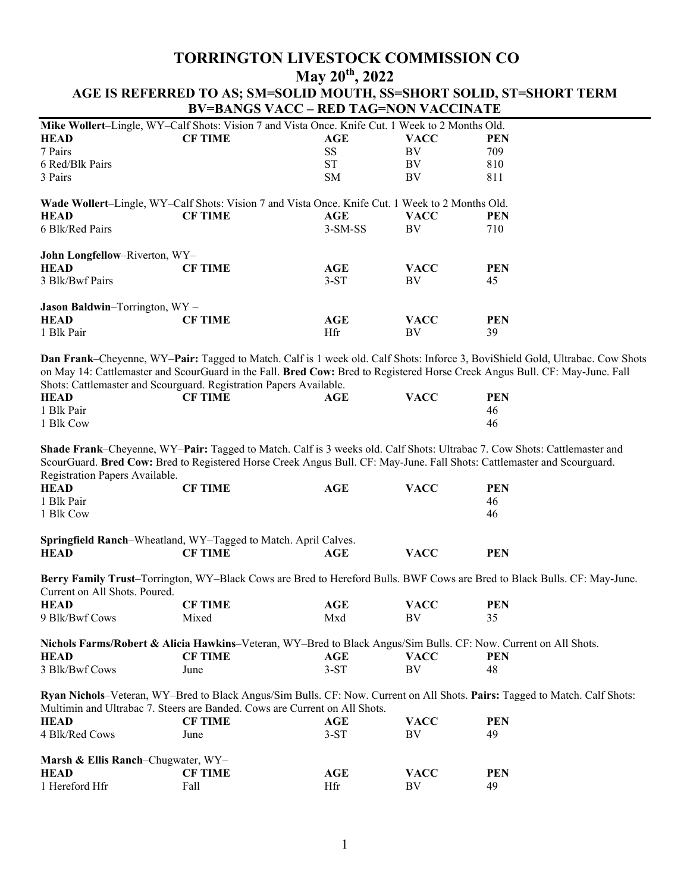# TORRINGTON LIVESTOCK COMMISSION CO

## May 20th, 2022

### AGE IS REFERRED TO AS; SM=SOLID MOUTH, SS=SHORT SOLID, ST=SHORT TERM

### BV=BANGS VACC – RED TAG=NON VACCINATE

**Mike Wollert**–Lingle, WY–Calf Shots: Vision 7 and Vista Once. Knife Cut. 1 Week to 2 Months Old.

| HEAD | CF TIME | AGE | VACC | PEN |
|---|---|---|---|---|
| 7 Pairs | | SS | BV | 709 |
| 6 Red/Blk Pairs | | ST | BV | 810 |
| 3 Pairs | | SM | BV | 811 |

**Wade Wollert**–Lingle, WY–Calf Shots: Vision 7 and Vista Once. Knife Cut. 1 Week to 2 Months Old.

| HEAD | CF TIME | AGE | VACC | PEN |
|---|---|---|---|---|
| 6 Blk/Red Pairs | | 3-SM-SS | BV | 710 |

**John Longfellow**–Riverton, WY–

| HEAD | CF TIME | AGE | VACC | PEN |
|---|---|---|---|---|
| 3 Blk/Bwf Pairs | | 3-ST | BV | 45 |

**Jason Baldwin**–Torrington, WY –

| HEAD | CF TIME | AGE | VACC | PEN |
|---|---|---|---|---|
| 1 Blk Pair | | Hfr | BV | 39 |

**Dan Frank**–Cheyenne, WY–**Pair:** Tagged to Match. Calf is 1 week old. Calf Shots: Inforce 3, BoviShield Gold, Ultrabac. Cow Shots on May 14: Cattlemaster and ScourGuard in the Fall. **Bred Cow:** Bred to Registered Horse Creek Angus Bull. CF: May-June. Fall Shots: Cattlemaster and Scourguard. Registration Papers Available.

| HEAD | CF TIME | AGE | VACC | PEN |
|---|---|---|---|---|
| 1 Blk Pair | | | | 46 |
| 1 Blk Cow | | | | 46 |

**Shade Frank**–Cheyenne, WY–**Pair:** Tagged to Match. Calf is 3 weeks old. Calf Shots: Ultrabac 7. Cow Shots: Cattlemaster and ScourGuard. **Bred Cow:** Bred to Registered Horse Creek Angus Bull. CF: May-June. Fall Shots: Cattlemaster and Scourguard. Registration Papers Available.

| HEAD | CF TIME | AGE | VACC | PEN |
|---|---|---|---|---|
| 1 Blk Pair | | | | 46 |
| 1 Blk Cow | | | | 46 |

**Springfield Ranch**–Wheatland, WY–Tagged to Match. April Calves.

| HEAD | CF TIME | AGE | VACC | PEN |
|---|---|---|---|---|

**Berry Family Trust**–Torrington, WY–Black Cows are Bred to Hereford Bulls. BWF Cows are Bred to Black Bulls. CF: May-June. Current on All Shots. Poured.

| HEAD | CF TIME | AGE | VACC | PEN |
|---|---|---|---|---|
| 9 Blk/Bwf Cows | Mixed | Mxd | BV | 35 |

**Nichols Farms/Robert & Alicia Hawkins**–Veteran, WY–Bred to Black Angus/Sim Bulls. CF: Now. Current on All Shots.

| HEAD | CF TIME | AGE | VACC | PEN |
|---|---|---|---|---|
| 3 Blk/Bwf Cows | June | 3-ST | BV | 48 |

**Ryan Nichols**–Veteran, WY–Bred to Black Angus/Sim Bulls. CF: Now. Current on All Shots. **Pairs:** Tagged to Match. Calf Shots: Multimin and Ultrabac 7. Steers are Banded. Cows are Current on All Shots.

| HEAD | CF TIME | AGE | VACC | PEN |
|---|---|---|---|---|
| 4 Blk/Red Cows | June | 3-ST | BV | 49 |

**Marsh & Ellis Ranch**–Chugwater, WY–

| HEAD | CF TIME | AGE | VACC | PEN |
|---|---|---|---|---|
| 1 Hereford Hfr | Fall | Hfr | BV | 49 |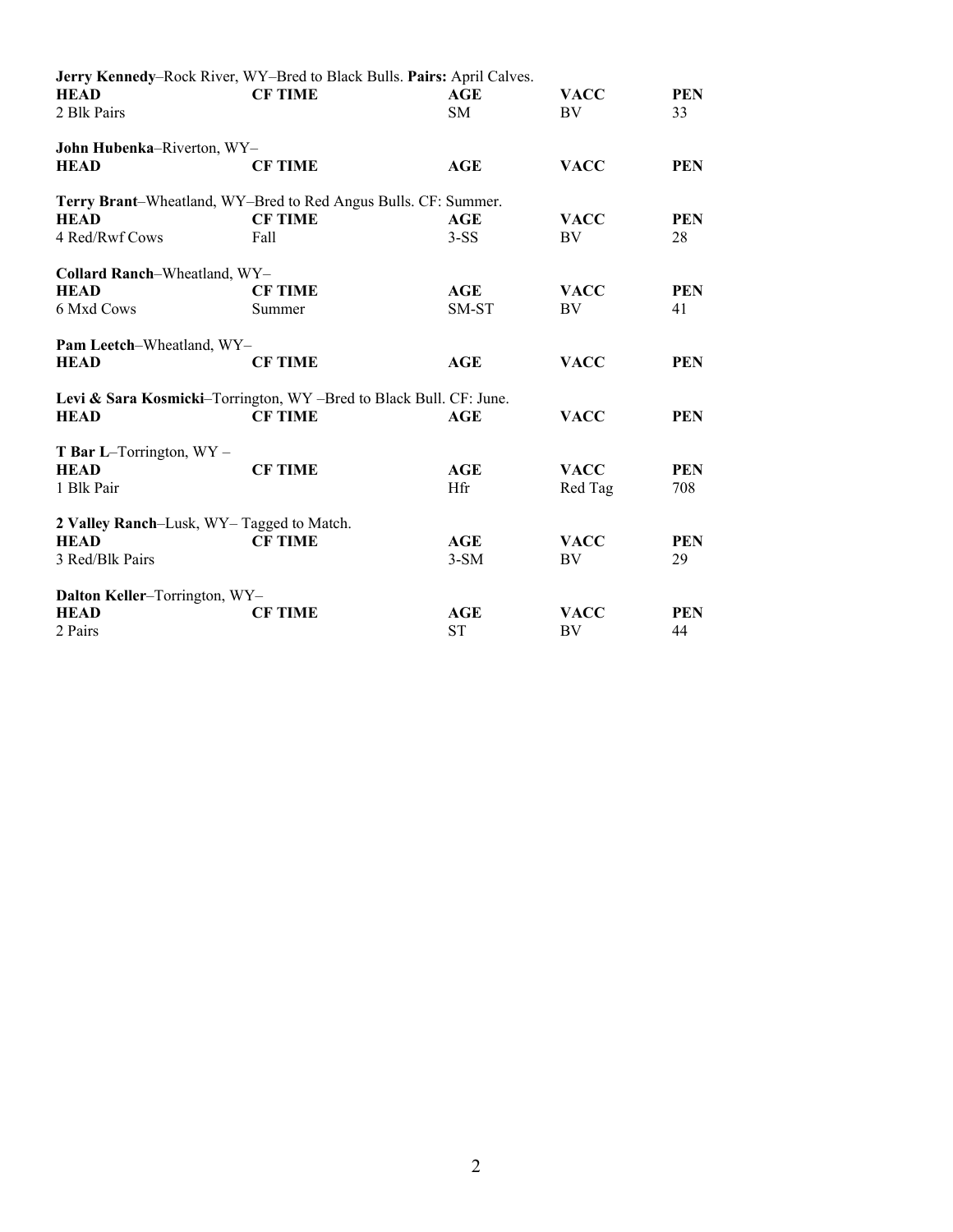**Jerry Kennedy**–Rock River, WY–Bred to Black Bulls. **Pairs:** April Calves.

| HEAD | CF TIME | AGE | VACC | PEN |
|---|---|---|---|---|
| 2 Blk Pairs | | SM | BV | 33 |

**John Hubenka**–Riverton, WY–

| HEAD | CF TIME | AGE | VACC | PEN |
|---|---|---|---|---|

**Terry Brant**–Wheatland, WY–Bred to Red Angus Bulls. CF: Summer.

| HEAD | CF TIME | AGE | VACC | PEN |
|---|---|---|---|---|
| 4 Red/Rwf Cows | Fall | 3-SS | BV | 28 |

**Collard Ranch**–Wheatland, WY–

| HEAD | CF TIME | AGE | VACC | PEN |
|---|---|---|---|---|
| 6 Mxd Cows | Summer | SM-ST | BV | 41 |

**Pam Leetch**–Wheatland, WY–

| HEAD | CF TIME | AGE | VACC | PEN |
|---|---|---|---|---|

**Levi & Sara Kosmicki**–Torrington, WY –Bred to Black Bull. CF: June.

| HEAD | CF TIME | AGE | VACC | PEN |
|---|---|---|---|---|

**T Bar L**–Torrington, WY –

| HEAD | CF TIME | AGE | VACC | PEN |
|---|---|---|---|---|
| 1 Blk Pair | | Hfr | Red Tag | 708 |

**2 Valley Ranch**–Lusk, WY– Tagged to Match.

| HEAD | CF TIME | AGE | VACC | PEN |
|---|---|---|---|---|
| 3 Red/Blk Pairs | | 3-SM | BV | 29 |

**Dalton Keller**–Torrington, WY–

| HEAD | CF TIME | AGE | VACC | PEN |
|---|---|---|---|---|
| 2 Pairs | | ST | BV | 44 |